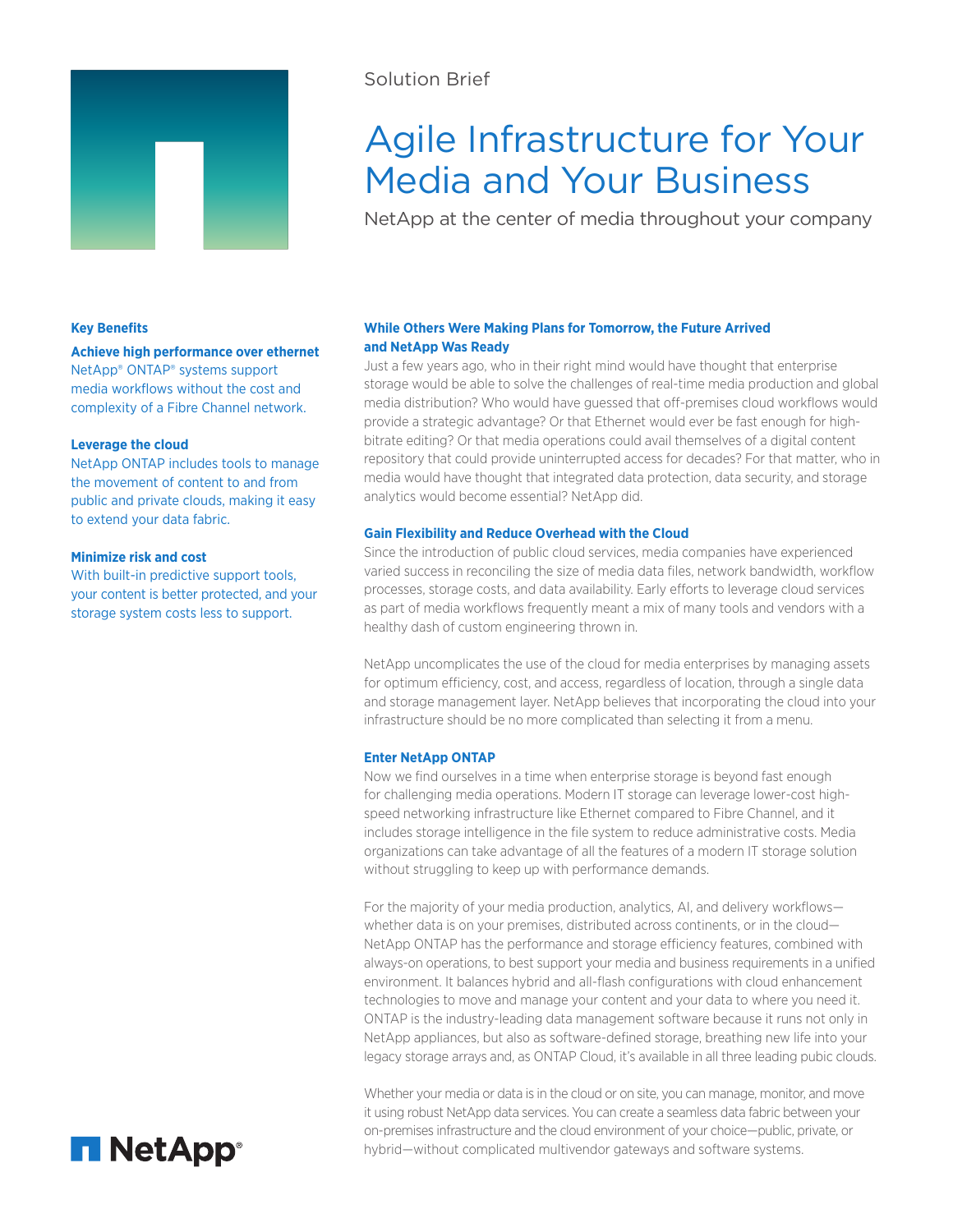Solution Brief

# Agile Infrastructure for Your Media and Your Business

NetApp at the center of media throughout your company

### Key Benefits

**Achieve high performance over ethernet**
NetApp® ONTAP® systems support media workflows without the cost and complexity of a Fibre Channel network.

**Leverage the cloud**
NetApp ONTAP includes tools to manage the movement of content to and from public and private clouds, making it easy to extend your data fabric.

**Minimize risk and cost**
With built-in predictive support tools, your content is better protected, and your storage system costs less to support.

## While Others Were Making Plans for Tomorrow, the Future Arrived and NetApp Was Ready

Just a few years ago, who in their right mind would have thought that enterprise storage would be able to solve the challenges of real-time media production and global media distribution? Who would have guessed that off-premises cloud workflows would provide a strategic advantage? Or that Ethernet would ever be fast enough for high-bitrate editing? Or that media operations could avail themselves of a digital content repository that could provide uninterrupted access for decades? For that matter, who in media would have thought that integrated data protection, data security, and storage analytics would become essential? NetApp did.

## Gain Flexibility and Reduce Overhead with the Cloud

Since the introduction of public cloud services, media companies have experienced varied success in reconciling the size of media data files, network bandwidth, workflow processes, storage costs, and data availability. Early efforts to leverage cloud services as part of media workflows frequently meant a mix of many tools and vendors with a healthy dash of custom engineering thrown in.

NetApp uncomplicates the use of the cloud for media enterprises by managing assets for optimum efficiency, cost, and access, regardless of location, through a single data and storage management layer. NetApp believes that incorporating the cloud into your infrastructure should be no more complicated than selecting it from a menu.

## Enter NetApp ONTAP

Now we find ourselves in a time when enterprise storage is beyond fast enough for challenging media operations. Modern IT storage can leverage lower-cost high-speed networking infrastructure like Ethernet compared to Fibre Channel, and it includes storage intelligence in the file system to reduce administrative costs. Media organizations can take advantage of all the features of a modern IT storage solution without struggling to keep up with performance demands.

For the majority of your media production, analytics, AI, and delivery workflows—whether data is on your premises, distributed across continents, or in the cloud—NetApp ONTAP has the performance and storage efficiency features, combined with always-on operations, to best support your media and business requirements in a unified environment. It balances hybrid and all-flash configurations with cloud enhancement technologies to move and manage your content and your data to where you need it. ONTAP is the industry-leading data management software because it runs not only in NetApp appliances, but also as software-defined storage, breathing new life into your legacy storage arrays and, as ONTAP Cloud, it's available in all three leading pubic clouds.

Whether your media or data is in the cloud or on site, you can manage, monitor, and move it using robust NetApp data services. You can create a seamless data fabric between your on-premises infrastructure and the cloud environment of your choice—public, private, or hybrid—without complicated multivendor gateways and software systems.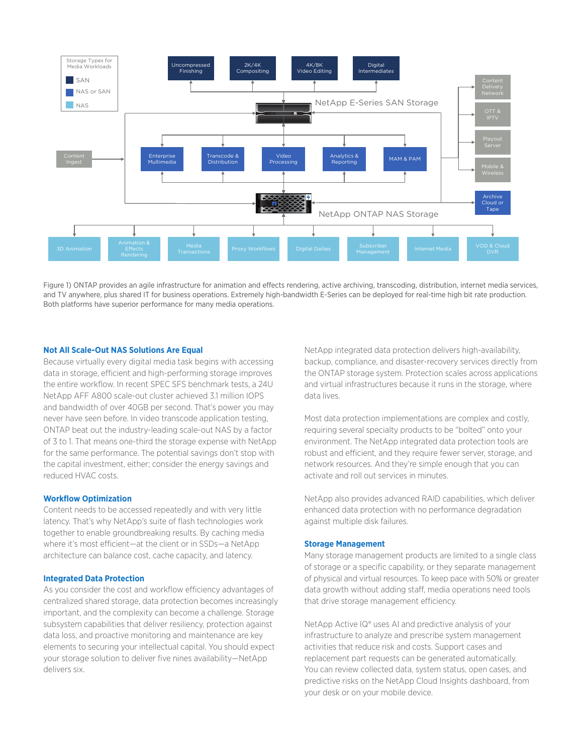Figure 1) ONTAP provides an agile infrastructure for animation and effects rendering, active archiving, transcoding, distribution, internet media services, and TV anywhere, plus shared IT for business operations. Extremely high-bandwidth E-Series can be deployed for real-time high bit rate production. Both platforms have superior performance for many media operations.

### Not All Scale-Out NAS Solutions Are Equal

Because virtually every digital media task begins with accessing data in storage, efficient and high-performing storage improves the entire workflow. In recent SPEC SFS benchmark tests, a 24U NetApp AFF A800 scale-out cluster achieved 3.1 million IOPS and bandwidth of over 40GB per second. That's power you may never have seen before. In video transcode application testing, ONTAP beat out the industry-leading scale-out NAS by a factor of 3 to 1. That means one-third the storage expense with NetApp for the same performance. The potential savings don't stop with the capital investment, either; consider the energy savings and reduced HVAC costs.

### Workflow Optimization

Content needs to be accessed repeatedly and with very little latency. That's why NetApp's suite of flash technologies work together to enable groundbreaking results. By caching media where it's most efficient—at the client or in SSDs—a NetApp architecture can balance cost, cache capacity, and latency.

### Integrated Data Protection

As you consider the cost and workflow efficiency advantages of centralized shared storage, data protection becomes increasingly important, and the complexity can become a challenge. Storage subsystem capabilities that deliver resiliency, protection against data loss, and proactive monitoring and maintenance are key elements to securing your intellectual capital. You should expect your storage solution to deliver five nines availability—NetApp delivers six.

NetApp integrated data protection delivers high-availability, backup, compliance, and disaster-recovery services directly from the ONTAP storage system. Protection scales across applications and virtual infrastructures because it runs in the storage, where data lives.

Most data protection implementations are complex and costly, requiring several specialty products to be "bolted" onto your environment. The NetApp integrated data protection tools are robust and efficient, and they require fewer server, storage, and network resources. And they're simple enough that you can activate and roll out services in minutes.

NetApp also provides advanced RAID capabilities, which deliver enhanced data protection with no performance degradation against multiple disk failures.

### Storage Management

Many storage management products are limited to a single class of storage or a specific capability, or they separate management of physical and virtual resources. To keep pace with 50% or greater data growth without adding staff, media operations need tools that drive storage management efficiency.

NetApp Active IQ® uses AI and predictive analysis of your infrastructure to analyze and prescribe system management activities that reduce risk and costs. Support cases and replacement part requests can be generated automatically. You can review collected data, system status, open cases, and predictive risks on the NetApp Cloud Insights dashboard, from your desk or on your mobile device.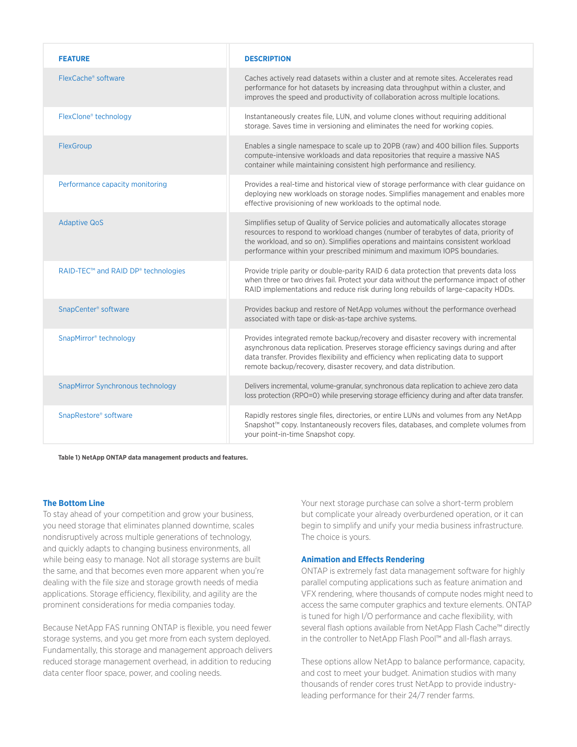| FEATURE | DESCRIPTION |
| --- | --- |
| FlexCache® software | Caches actively read datasets within a cluster and at remote sites. Accelerates read performance for hot datasets by increasing data throughput within a cluster, and improves the speed and productivity of collaboration across multiple locations. |
| FlexClone® technology | Instantaneously creates file, LUN, and volume clones without requiring additional storage. Saves time in versioning and eliminates the need for working copies. |
| FlexGroup | Enables a single namespace to scale up to 20PB (raw) and 400 billion files. Supports compute-intensive workloads and data repositories that require a massive NAS container while maintaining consistent high performance and resiliency. |
| Performance capacity monitoring | Provides a real-time and historical view of storage performance with clear guidance on deploying new workloads on storage nodes. Simplifies management and enables more effective provisioning of new workloads to the optimal node. |
| Adaptive QoS | Simplifies setup of Quality of Service policies and automatically allocates storage resources to respond to workload changes (number of terabytes of data, priority of the workload, and so on). Simplifies operations and maintains consistent workload performance within your prescribed minimum and maximum IOPS boundaries. |
| RAID-TEC™ and RAID DP® technologies | Provide triple parity or double-parity RAID 6 data protection that prevents data loss when three or two drives fail. Protect your data without the performance impact of other RAID implementations and reduce risk during long rebuilds of large-capacity HDDs. |
| SnapCenter® software | Provides backup and restore of NetApp volumes without the performance overhead associated with tape or disk-as-tape archive systems. |
| SnapMirror® technology | Provides integrated remote backup/recovery and disaster recovery with incremental asynchronous data replication. Preserves storage efficiency savings during and after data transfer. Provides flexibility and efficiency when replicating data to support remote backup/recovery, disaster recovery, and data distribution. |
| SnapMirror Synchronous technology | Delivers incremental, volume-granular, synchronous data replication to achieve zero data loss protection (RPO=0) while preserving storage efficiency during and after data transfer. |
| SnapRestore® software | Rapidly restores single files, directories, or entire LUNs and volumes from any NetApp Snapshot™ copy. Instantaneously recovers files, databases, and complete volumes from your point-in-time Snapshot copy. |

**Table 1) NetApp ONTAP data management products and features.**

### The Bottom Line

To stay ahead of your competition and grow your business, you need storage that eliminates planned downtime, scales nondisruptively across multiple generations of technology, and quickly adapts to changing business environments, all while being easy to manage. Not all storage systems are built the same, and that becomes even more apparent when you're dealing with the file size and storage growth needs of media applications. Storage efficiency, flexibility, and agility are the prominent considerations for media companies today.

Because NetApp FAS running ONTAP is flexible, you need fewer storage systems, and you get more from each system deployed. Fundamentally, this storage and management approach delivers reduced storage management overhead, in addition to reducing data center floor space, power, and cooling needs.

Your next storage purchase can solve a short-term problem but complicate your already overburdened operation, or it can begin to simplify and unify your media business infrastructure. The choice is yours.

### Animation and Effects Rendering

ONTAP is extremely fast data management software for highly parallel computing applications such as feature animation and VFX rendering, where thousands of compute nodes might need to access the same computer graphics and texture elements. ONTAP is tuned for high I/O performance and cache flexibility, with several flash options available from NetApp Flash Cache™ directly in the controller to NetApp Flash Pool™ and all-flash arrays.

These options allow NetApp to balance performance, capacity, and cost to meet your budget. Animation studios with many thousands of render cores trust NetApp to provide industry-leading performance for their 24/7 render farms.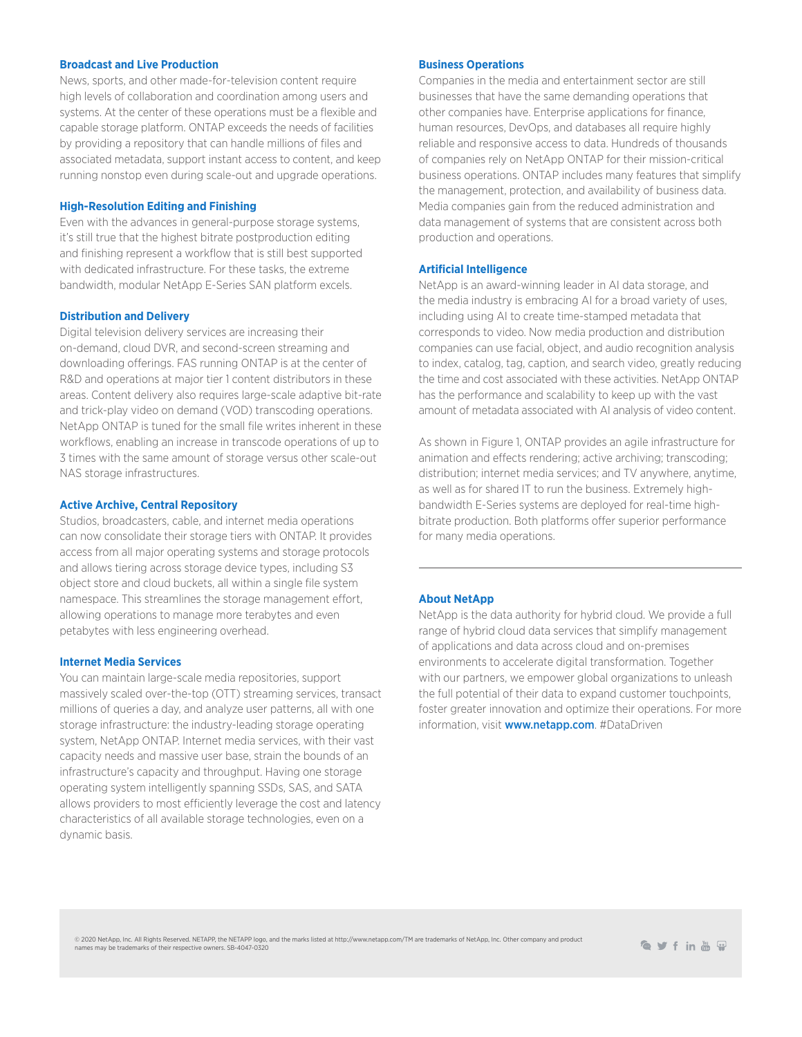### Broadcast and Live Production

News, sports, and other made-for-television content require high levels of collaboration and coordination among users and systems. At the center of these operations must be a flexible and capable storage platform. ONTAP exceeds the needs of facilities by providing a repository that can handle millions of files and associated metadata, support instant access to content, and keep running nonstop even during scale-out and upgrade operations.

### High-Resolution Editing and Finishing

Even with the advances in general-purpose storage systems, it's still true that the highest bitrate postproduction editing and finishing represent a workflow that is still best supported with dedicated infrastructure. For these tasks, the extreme bandwidth, modular NetApp E-Series SAN platform excels.

### Distribution and Delivery

Digital television delivery services are increasing their on-demand, cloud DVR, and second-screen streaming and downloading offerings. FAS running ONTAP is at the center of R&D and operations at major tier 1 content distributors in these areas. Content delivery also requires large-scale adaptive bit-rate and trick-play video on demand (VOD) transcoding operations. NetApp ONTAP is tuned for the small file writes inherent in these workflows, enabling an increase in transcode operations of up to 3 times with the same amount of storage versus other scale-out NAS storage infrastructures.

### Active Archive, Central Repository

Studios, broadcasters, cable, and internet media operations can now consolidate their storage tiers with ONTAP. It provides access from all major operating systems and storage protocols and allows tiering across storage device types, including S3 object store and cloud buckets, all within a single file system namespace. This streamlines the storage management effort, allowing operations to manage more terabytes and even petabytes with less engineering overhead.

### Internet Media Services

You can maintain large-scale media repositories, support massively scaled over-the-top (OTT) streaming services, transact millions of queries a day, and analyze user patterns, all with one storage infrastructure: the industry-leading storage operating system, NetApp ONTAP. Internet media services, with their vast capacity needs and massive user base, strain the bounds of an infrastructure's capacity and throughput. Having one storage operating system intelligently spanning SSDs, SAS, and SATA allows providers to most efficiently leverage the cost and latency characteristics of all available storage technologies, even on a dynamic basis.

### Business Operations

Companies in the media and entertainment sector are still businesses that have the same demanding operations that other companies have. Enterprise applications for finance, human resources, DevOps, and databases all require highly reliable and responsive access to data. Hundreds of thousands of companies rely on NetApp ONTAP for their mission-critical business operations. ONTAP includes many features that simplify the management, protection, and availability of business data. Media companies gain from the reduced administration and data management of systems that are consistent across both production and operations.

### Artificial Intelligence

NetApp is an award-winning leader in AI data storage, and the media industry is embracing AI for a broad variety of uses, including using AI to create time-stamped metadata that corresponds to video. Now media production and distribution companies can use facial, object, and audio recognition analysis to index, catalog, tag, caption, and search video, greatly reducing the time and cost associated with these activities. NetApp ONTAP has the performance and scalability to keep up with the vast amount of metadata associated with AI analysis of video content.

As shown in Figure 1, ONTAP provides an agile infrastructure for animation and effects rendering; active archiving; transcoding; distribution; internet media services; and TV anywhere, anytime, as well as for shared IT to run the business. Extremely high-bandwidth E-Series systems are deployed for real-time high-bitrate production. Both platforms offer superior performance for many media operations.

---

### About NetApp

NetApp is the data authority for hybrid cloud. We provide a full range of hybrid cloud data services that simplify management of applications and data across cloud and on-premises environments to accelerate digital transformation. Together with our partners, we empower global organizations to unleash the full potential of their data to expand customer touchpoints, foster greater innovation and optimize their operations. For more information, visit **www.netapp.com**. #DataDriven

© 2020 NetApp, Inc. All Rights Reserved. NETAPP, the NETAPP logo, and the marks listed at http://www.netapp.com/TM are trademarks of NetApp, Inc. Other company and product names may be trademarks of their respective owners. SB-4047-0320